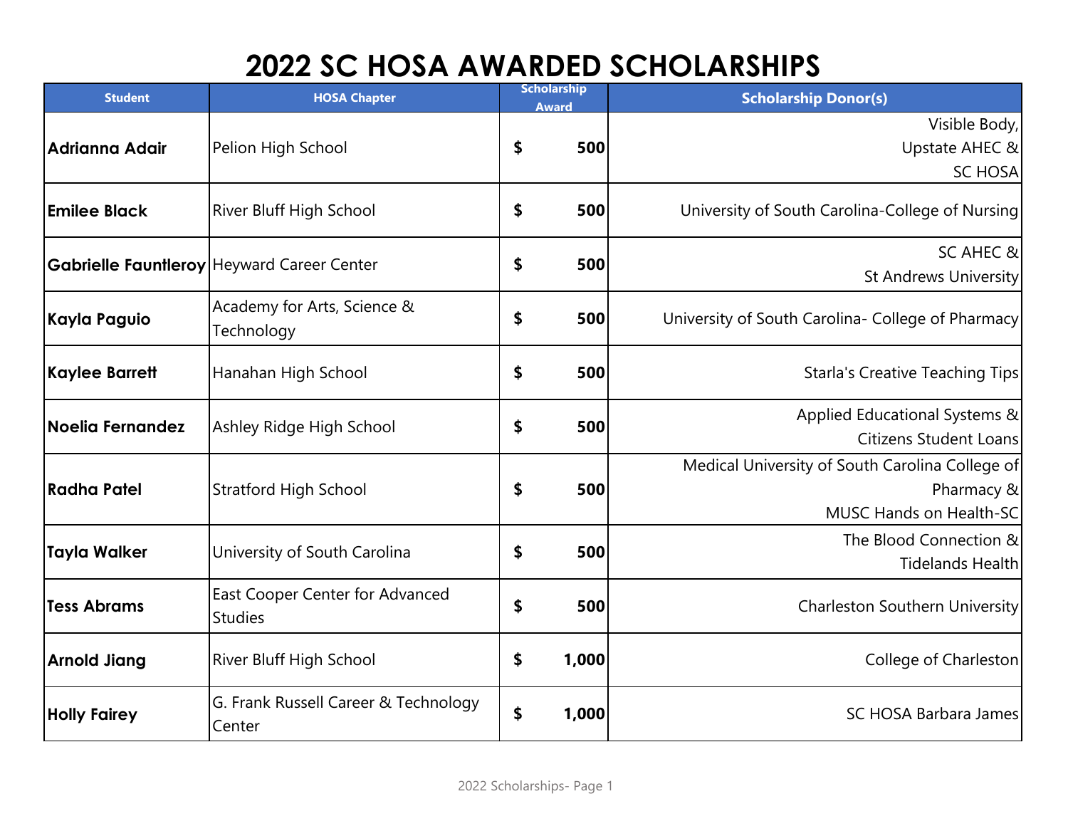# 2022 SC HOSA AWARDED SCHOLARSHIPS

| Student | HOSA Chapter | Scholarship Award | Scholarship Donor(s) |
|---|---|---|---|
| **Adrianna Adair** | Pelion High School | **$ 500** | Visible Body, Upstate AHEC & SC HOSA |
| **Emilee Black** | River Bluff High School | **$ 500** | University of South Carolina-College of Nursing |
| **Gabrielle Fauntleroy** | Heyward Career Center | **$ 500** | SC AHEC & St Andrews University |
| **Kayla Paguio** | Academy for Arts, Science & Technology | **$ 500** | University of South Carolina- College of Pharmacy |
| **Kaylee Barrett** | Hanahan High School | **$ 500** | Starla's Creative Teaching Tips |
| **Noelia Fernandez** | Ashley Ridge High School | **$ 500** | Applied Educational Systems & Citizens Student Loans |
| **Radha Patel** | Stratford High School | **$ 500** | Medical University of South Carolina College of Pharmacy & MUSC Hands on Health-SC |
| **Tayla Walker** | University of South Carolina | **$ 500** | The Blood Connection & Tidelands Health |
| **Tess Abrams** | East Cooper Center for Advanced Studies | **$ 500** | Charleston Southern University |
| **Arnold Jiang** | River Bluff High School | **$ 1,000** | College of Charleston |
| **Holly Fairey** | G. Frank Russell Career & Technology Center | **$ 1,000** | SC HOSA Barbara James |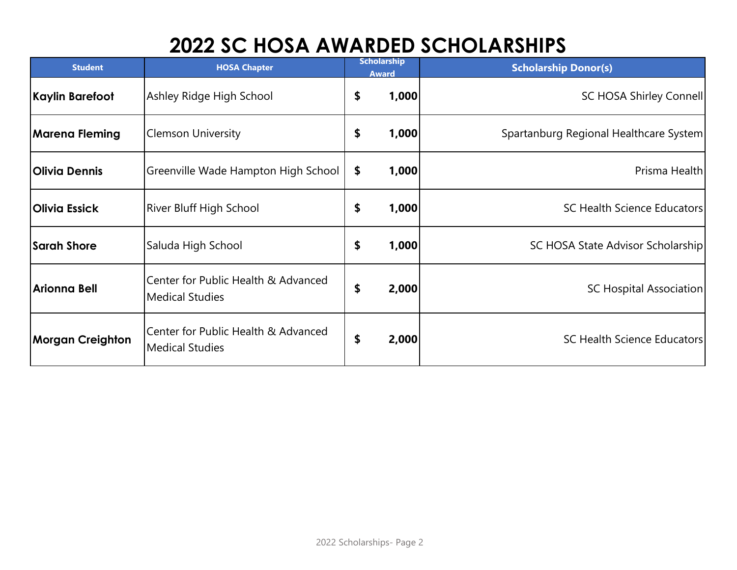# 2022 SC HOSA AWARDED SCHOLARSHIPS

| Student | HOSA Chapter | Scholarship Award | Scholarship Donor(s) |
|---|---|---|---|
| **Kaylin Barefoot** | Ashley Ridge High School | **$ 1,000** | SC HOSA Shirley Connell |
| **Marena Fleming** | Clemson University | **$ 1,000** | Spartanburg Regional Healthcare System |
| **Olivia Dennis** | Greenville Wade Hampton High School | **$ 1,000** | Prisma Health |
| **Olivia Essick** | River Bluff High School | **$ 1,000** | SC Health Science Educators |
| **Sarah Shore** | Saluda High School | **$ 1,000** | SC HOSA State Advisor Scholarship |
| **Arionna Bell** | Center for Public Health & Advanced Medical Studies | **$ 2,000** | SC Hospital Association |
| **Morgan Creighton** | Center for Public Health & Advanced Medical Studies | **$ 2,000** | SC Health Science Educators |